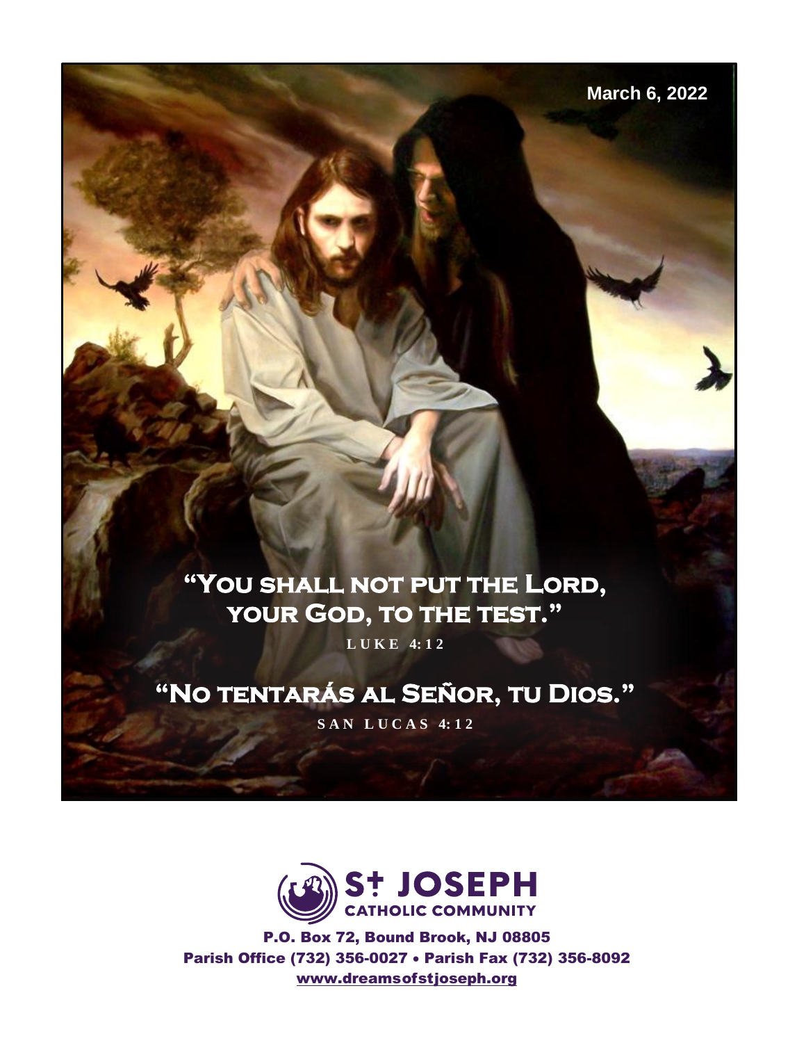March 6, 2022

# "You shall not put the Lord, your God, to the test."

**LUKE 4:12**

# "No tentarás al Señor, tu Dios."

**SAN LUCAS 4:12**

**St JOSEPH**
**CATHOLIC COMMUNITY**

P.O. Box 72, Bound Brook, NJ 08805
Parish Office (732) 356-0027 • Parish Fax (732) 356-8092
www.dreamsofstjoseph.org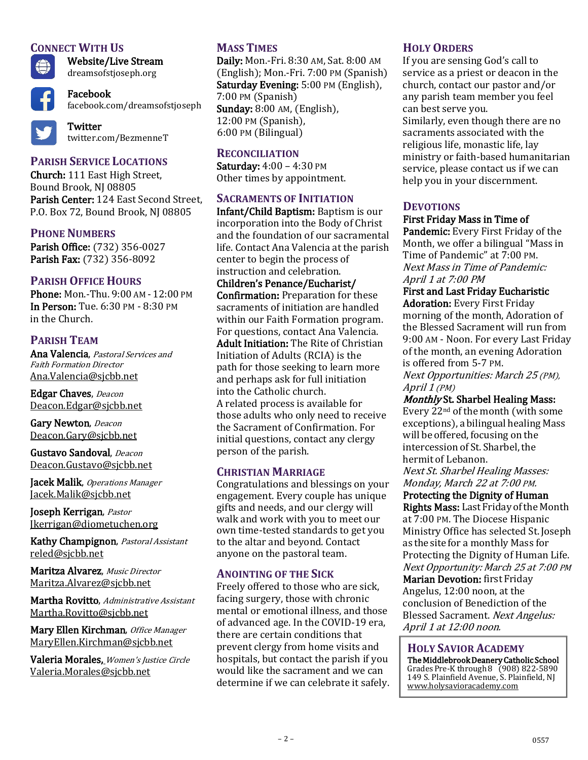## Connect With Us

**Website/Live Stream**
dreamsofstjoseph.org

**Facebook**
facebook.com/dreamsofstjoseph

**Twitter**
twitter.com/BezmenneT

## Parish Service Locations

**Church:** 111 East High Street, Bound Brook, NJ 08805
**Parish Center:** 124 East Second Street, P.O. Box 72, Bound Brook, NJ 08805

## Phone Numbers

**Parish Office:** (732) 356-0027
**Parish Fax:** (732) 356-8092

## Parish Office Hours

**Phone:** Mon.-Thu. 9:00 AM - 12:00 PM
**In Person:** Tue. 6:30 PM - 8:30 PM in the Church.

## Parish Team

**Ana Valencia**, *Pastoral Services and Faith Formation Director*
Ana.Valencia@sjcbb.net

**Edgar Chaves**, *Deacon*
Deacon.Edgar@sjcbb.net

**Gary Newton**, *Deacon*
Deacon.Gary@sjcbb.net

**Gustavo Sandoval**, *Deacon*
Deacon.Gustavo@sjcbb.net

**Jacek Malik**, *Operations Manager*
Jacek.Malik@sjcbb.net

**Joseph Kerrigan**, *Pastor*
Jkerrigan@diometuchen.org

**Kathy Champignon**, *Pastoral Assistant*
reled@sjcbb.net

**Maritza Alvarez**, *Music Director*
Maritza.Alvarez@sjcbb.net

**Martha Rovitto**, *Administrative Assistant*
Martha.Rovitto@sjcbb.net

**Mary Ellen Kirchman**, *Office Manager*
MaryEllen.Kirchman@sjcbb.net

**Valeria Morales**, *Women's Justice Circle*
Valeria.Morales@sjcbb.net

## Mass Times

**Daily:** Mon.-Fri. 8:30 AM, Sat. 8:00 AM (English); Mon.-Fri. 7:00 PM (Spanish)
**Saturday Evening:** 5:00 PM (English), 7:00 PM (Spanish)
**Sunday:** 8:00 AM, (English), 12:00 PM (Spanish), 6:00 PM (Bilingual)

## Reconciliation

**Saturday:** 4:00 – 4:30 PM
Other times by appointment.

## Sacraments of Initiation

**Infant/Child Baptism:** Baptism is our incorporation into the Body of Christ and the foundation of our sacramental life. Contact Ana Valencia at the parish center to begin the process of instruction and celebration.

**Children's Penance/Eucharist/ Confirmation:** Preparation for these sacraments of initiation are handled within our Faith Formation program. For questions, contact Ana Valencia.

**Adult Initiation:** The Rite of Christian Initiation of Adults (RCIA) is the path for those seeking to learn more and perhaps ask for full initiation into the Catholic church.
A related process is available for those adults who only need to receive the Sacrament of Confirmation. For initial questions, contact any clergy person of the parish.

## Christian Marriage

Congratulations and blessings on your engagement. Every couple has unique gifts and needs, and our clergy will walk and work with you to meet our own time-tested standards to get you to the altar and beyond. Contact anyone on the pastoral team.

## Anointing of the Sick

Freely offered to those who are sick, facing surgery, those with chronic mental or emotional illness, and those of advanced age. In the COVID-19 era, there are certain conditions that prevent clergy from home visits and hospitals, but contact the parish if you would like the sacrament and we can determine if we can celebrate it safely.

## Holy Orders

If you are sensing God's call to service as a priest or deacon in the church, contact our pastor and/or any parish team member you feel can best serve you.
Similarly, even though there are no sacraments associated with the religious life, monastic life, lay ministry or faith-based humanitarian service, please contact us if we can help you in your discernment.

## Devotions

**First Friday Mass in Time of Pandemic:** Every First Friday of the Month, we offer a bilingual "Mass in Time of Pandemic" at 7:00 PM.
*Next Mass in Time of Pandemic: April 1 at 7:00 PM*

**First and Last Friday Eucharistic Adoration:** Every First Friday morning of the month, Adoration of the Blessed Sacrament will run from 9:00 AM - Noon. For every Last Friday of the month, an evening Adoration is offered from 5-7 PM.
*Next Opportunities: March 25 (PM), April 1 (PM)*

***Monthly* St. Sharbel Healing Mass:** Every 22nd of the month (with some exceptions), a bilingual healing Mass will be offered, focusing on the intercession of St. Sharbel, the hermit of Lebanon.
*Next St. Sharbel Healing Masses: Monday, March 22 at 7:00 PM.*

**Protecting the Dignity of Human Rights Mass:** Last Friday of the Month at 7:00 PM. The Diocese Hispanic Ministry Office has selected St. Joseph as the site for a monthly Mass for Protecting the Dignity of Human Life.
*Next Opportunity: March 25 at 7:00 PM*

**Marian Devotion:** first Friday Angelus, 12:00 noon, at the conclusion of Benediction of the Blessed Sacrament. *Next Angelus: April 1 at 12:00 noon.*

## Holy Savior Academy

**The Middlebrook Deanery Catholic School**
Grades Pre-K through 8 (908) 822-5890
149 S. Plainfield Avenue, S. Plainfield, NJ
www.holysavioracademy.com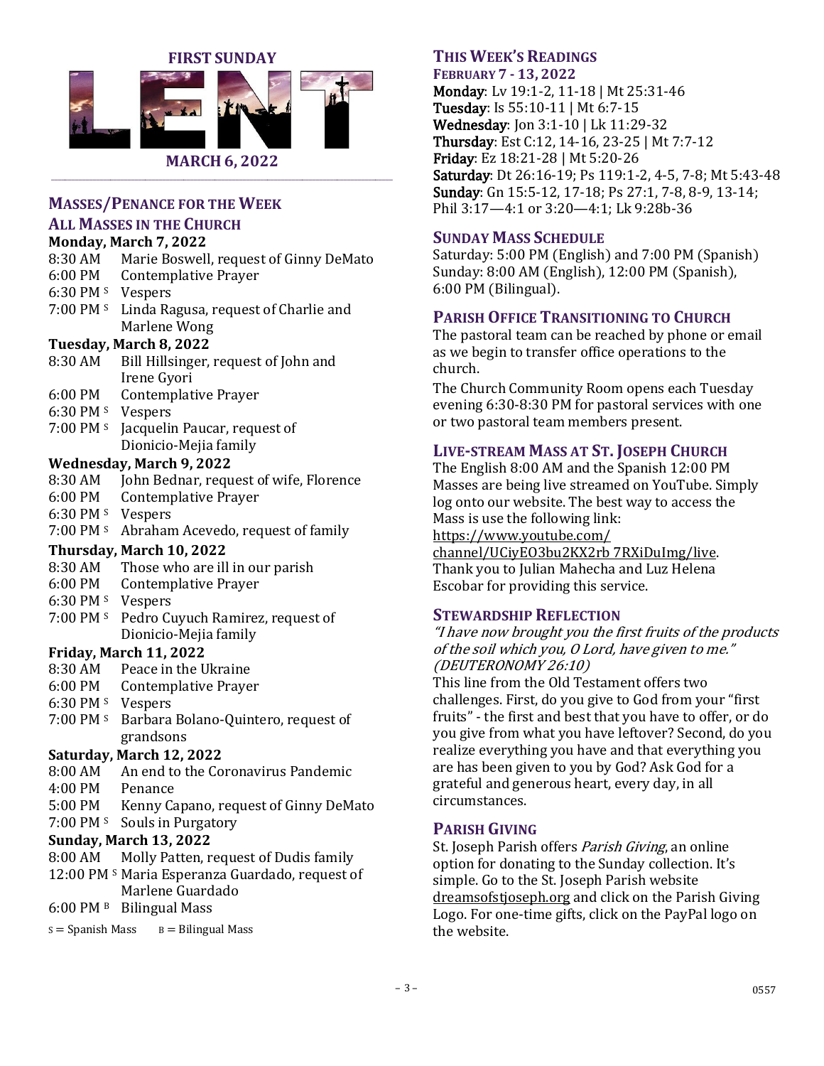# FIRST SUNDAY LENT

**MARCH 6, 2022**

## MASSES/PENANCE FOR THE WEEK

### ALL MASSES IN THE CHURCH

**Monday, March 7, 2022**
8:30 AM Marie Boswell, request of Ginny DeMato
6:00 PM Contemplative Prayer
6:30 PM S Vespers
7:00 PM S Linda Ragusa, request of Charlie and Marlene Wong

**Tuesday, March 8, 2022**
8:30 AM Bill Hillsinger, request of John and Irene Gyori
6:00 PM Contemplative Prayer
6:30 PM S Vespers
7:00 PM S Jacquelin Paucar, request of Dionicio-Mejia family

**Wednesday, March 9, 2022**
8:30 AM John Bednar, request of wife, Florence
6:00 PM Contemplative Prayer
6:30 PM S Vespers
7:00 PM S Abraham Acevedo, request of family

**Thursday, March 10, 2022**
8:30 AM Those who are ill in our parish
6:00 PM Contemplative Prayer
6:30 PM S Vespers
7:00 PM S Pedro Cuyuch Ramirez, request of Dionicio-Mejia family

**Friday, March 11, 2022**
8:30 AM Peace in the Ukraine
6:00 PM Contemplative Prayer
6:30 PM S Vespers
7:00 PM S Barbara Bolano-Quintero, request of grandsons

**Saturday, March 12, 2022**
8:00 AM An end to the Coronavirus Pandemic
4:00 PM Penance
5:00 PM Kenny Capano, request of Ginny DeMato
7:00 PM S Souls in Purgatory

**Sunday, March 13, 2022**
8:00 AM Molly Patten, request of Dudis family
12:00 PM S Maria Esperanza Guardado, request of Marlene Guardado
6:00 PM B Bilingual Mass

S = Spanish Mass   B = Bilingual Mass

## THIS WEEK'S READINGS

### FEBRUARY 7 - 13, 2022

**Monday**: Lv 19:1-2, 11-18 | Mt 25:31-46
**Tuesday**: Is 55:10-11 | Mt 6:7-15
**Wednesday**: Jon 3:1-10 | Lk 11:29-32
**Thursday**: Est C:12, 14-16, 23-25 | Mt 7:7-12
**Friday**: Ez 18:21-28 | Mt 5:20-26
**Saturday**: Dt 26:16-19; Ps 119:1-2, 4-5, 7-8; Mt 5:43-48
**Sunday**: Gn 15:5-12, 17-18; Ps 27:1, 7-8, 8-9, 13-14; Phil 3:17—4:1 or 3:20—4:1; Lk 9:28b-36

## SUNDAY MASS SCHEDULE

Saturday: 5:00 PM (English) and 7:00 PM (Spanish)
Sunday: 8:00 AM (English), 12:00 PM (Spanish), 6:00 PM (Bilingual).

## PARISH OFFICE TRANSITIONING TO CHURCH

The pastoral team can be reached by phone or email as we begin to transfer office operations to the church.

The Church Community Room opens each Tuesday evening 6:30-8:30 PM for pastoral services with one or two pastoral team members present.

## LIVE-STREAM MASS AT ST. JOSEPH CHURCH

The English 8:00 AM and the Spanish 12:00 PM Masses are being live streamed on YouTube. Simply log onto our website. The best way to access the Mass is use the following link: https://www.youtube.com/channel/UCiyEO3bu2KX2rb 7RXiDuImg/live. Thank you to Julian Mahecha and Luz Helena Escobar for providing this service.

## STEWARDSHIP REFLECTION

*"I have now brought you the first fruits of the products of the soil which you, O Lord, have given to me." (DEUTERONOMY 26:10)*

This line from the Old Testament offers two challenges. First, do you give to God from your "first fruits" - the first and best that you have to offer, or do you give from what you have leftover? Second, do you realize everything you have and that everything you are has been given to you by God? Ask God for a grateful and generous heart, every day, in all circumstances.

## PARISH GIVING

St. Joseph Parish offers *Parish Giving*, an online option for donating to the Sunday collection. It's simple. Go to the St. Joseph Parish website dreamsofstjoseph.org and click on the Parish Giving Logo. For one-time gifts, click on the PayPal logo on the website.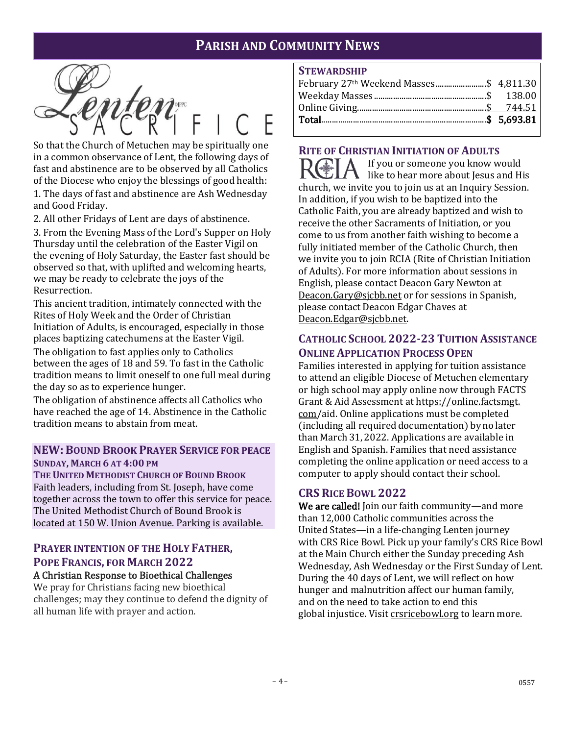# PARISH AND COMMUNITY NEWS

## Lenten Sacrifice

So that the Church of Metuchen may be spiritually one in a common observance of Lent, the following days of fast and abstinence are to be observed by all Catholics of the Diocese who enjoy the blessings of good health:

1. The days of fast and abstinence are Ash Wednesday and Good Friday.
2. All other Fridays of Lent are days of abstinence.
3. From the Evening Mass of the Lord's Supper on Holy Thursday until the celebration of the Easter Vigil on the evening of Holy Saturday, the Easter fast should be observed so that, with uplifted and welcoming hearts, we may be ready to celebrate the joys of the Resurrection.

This ancient tradition, intimately connected with the Rites of Holy Week and the Order of Christian Initiation of Adults, is encouraged, especially in those places baptizing catechumens at the Easter Vigil.

The obligation to fast applies only to Catholics between the ages of 18 and 59. To fast in the Catholic tradition means to limit oneself to one full meal during the day so as to experience hunger.

The obligation of abstinence affects all Catholics who have reached the age of 14. Abstinence in the Catholic tradition means to abstain from meat.

## NEW: Bound Brook Prayer Service for Peace

**Sunday, March 6 at 4:00 PM**

**The United Methodist Church of Bound Brook**

Faith leaders, including from St. Joseph, have come together across the town to offer this service for peace. The United Methodist Church of Bound Brook is located at 150 W. Union Avenue. Parking is available.

## Prayer Intention of the Holy Father, Pope Francis, for March 2022

**A Christian Response to Bioethical Challenges**

We pray for Christians facing new bioethical challenges; may they continue to defend the dignity of all human life with prayer and action.

## Stewardship

| | |
|---|---|
| February 27th Weekend Masses | $ 4,811.30 |
| Weekday Masses | $ 138.00 |
| Online Giving | $ 744.51 |
| **Total** | **$ 5,693.81** |

## Rite of Christian Initiation of Adults

If you or someone you know would like to hear more about Jesus and His church, we invite you to join us at an Inquiry Session. In addition, if you wish to be baptized into the Catholic Faith, you are already baptized and wish to receive the other Sacraments of Initiation, or you come to us from another faith wishing to become a fully initiated member of the Catholic Church, then we invite you to join RCIA (Rite of Christian Initiation of Adults). For more information about sessions in English, please contact Deacon Gary Newton at Deacon.Gary@sjcbb.net or for sessions in Spanish, please contact Deacon Edgar Chaves at Deacon.Edgar@sjcbb.net.

## Catholic School 2022-23 Tuition Assistance Online Application Process Open

Families interested in applying for tuition assistance to attend an eligible Diocese of Metuchen elementary or high school may apply online now through FACTS Grant & Aid Assessment at https://online.factsmgt.com/aid. Online applications must be completed (including all required documentation) by no later than March 31, 2022. Applications are available in English and Spanish. Families that need assistance completing the online application or need access to a computer to apply should contact their school.

## CRS Rice Bowl 2022

**We are called!** Join our faith community—and more than 12,000 Catholic communities across the United States—in a life-changing Lenten journey with CRS Rice Bowl. Pick up your family's CRS Rice Bowl at the Main Church either the Sunday preceding Ash Wednesday, Ash Wednesday or the First Sunday of Lent. During the 40 days of Lent, we will reflect on how hunger and malnutrition affect our human family, and on the need to take action to end this global injustice. Visit crsricebowl.org to learn more.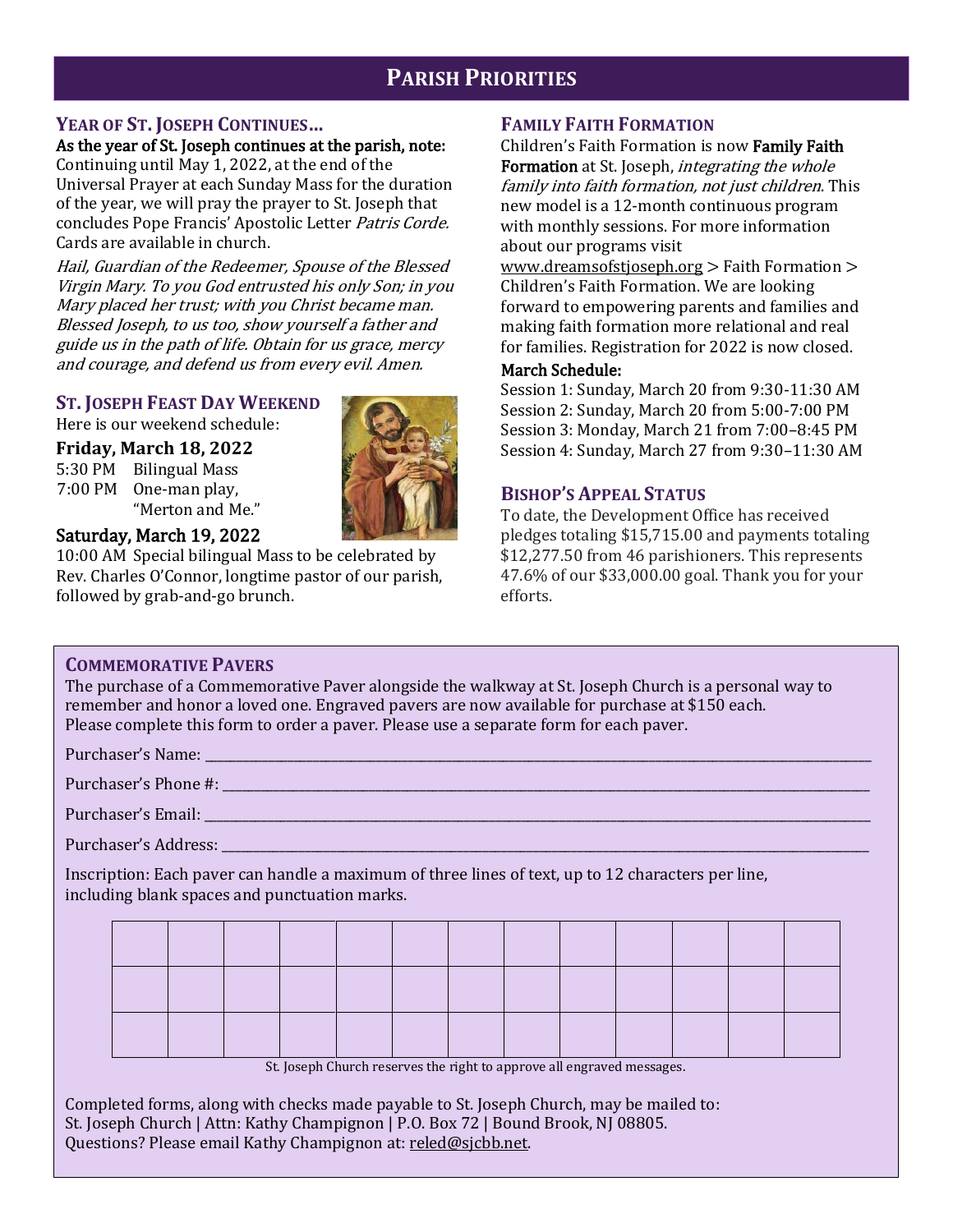# PARISH PRIORITIES

## YEAR OF ST. JOSEPH CONTINUES…

**As the year of St. Joseph continues at the parish, note:** Continuing until May 1, 2022, at the end of the Universal Prayer at each Sunday Mass for the duration of the year, we will pray the prayer to St. Joseph that concludes Pope Francis' Apostolic Letter *Patris Corde.* Cards are available in church.

*Hail, Guardian of the Redeemer, Spouse of the Blessed Virgin Mary. To you God entrusted his only Son; in you Mary placed her trust; with you Christ became man. Blessed Joseph, to us too, show yourself a father and guide us in the path of life. Obtain for us grace, mercy and courage, and defend us from every evil. Amen.*

## ST. JOSEPH FEAST DAY WEEKEND

Here is our weekend schedule:

**Friday, March 18, 2022**

5:30 PM Bilingual Mass
7:00 PM One-man play, "Merton and Me."

**Saturday, March 19, 2022**

10:00 AM Special bilingual Mass to be celebrated by Rev. Charles O'Connor, longtime pastor of our parish, followed by grab-and-go brunch.

## FAMILY FAITH FORMATION

Children's Faith Formation is now **Family Faith Formation** at St. Joseph, *integrating the whole family into faith formation, not just children*. This new model is a 12-month continuous program with monthly sessions. For more information about our programs visit www.dreamsofstjoseph.org > Faith Formation > Children's Faith Formation. We are looking forward to empowering parents and families and making faith formation more relational and real for families. Registration for 2022 is now closed.

**March Schedule:**

Session 1: Sunday, March 20 from 9:30-11:30 AM
Session 2: Sunday, March 20 from 5:00-7:00 PM
Session 3: Monday, March 21 from 7:00–8:45 PM
Session 4: Sunday, March 27 from 9:30–11:30 AM

## BISHOP'S APPEAL STATUS

To date, the Development Office has received pledges totaling $15,715.00 and payments totaling $12,277.50 from 46 parishioners. This represents 47.6% of our $33,000.00 goal. Thank you for your efforts.

## COMMEMORATIVE PAVERS

The purchase of a Commemorative Paver alongside the walkway at St. Joseph Church is a personal way to remember and honor a loved one. Engraved pavers are now available for purchase at $150 each. Please complete this form to order a paver. Please use a separate form for each paver.

Purchaser's Name: ____________________

Purchaser's Phone #: ____________________

Purchaser's Email: ____________________

Purchaser's Address: ____________________

Inscription: Each paver can handle a maximum of three lines of text, up to 12 characters per line, including blank spaces and punctuation marks.

| | | | | | | | | | | | | |
|---|---|---|---|---|---|---|---|---|---|---|---|---|
| | | | | | | | | | | | | |
| | | | | | | | | | | | | |

St. Joseph Church reserves the right to approve all engraved messages.

Completed forms, along with checks made payable to St. Joseph Church, may be mailed to:
St. Joseph Church | Attn: Kathy Champignon | P.O. Box 72 | Bound Brook, NJ 08805.
Questions? Please email Kathy Champignon at: reled@sjcbb.net.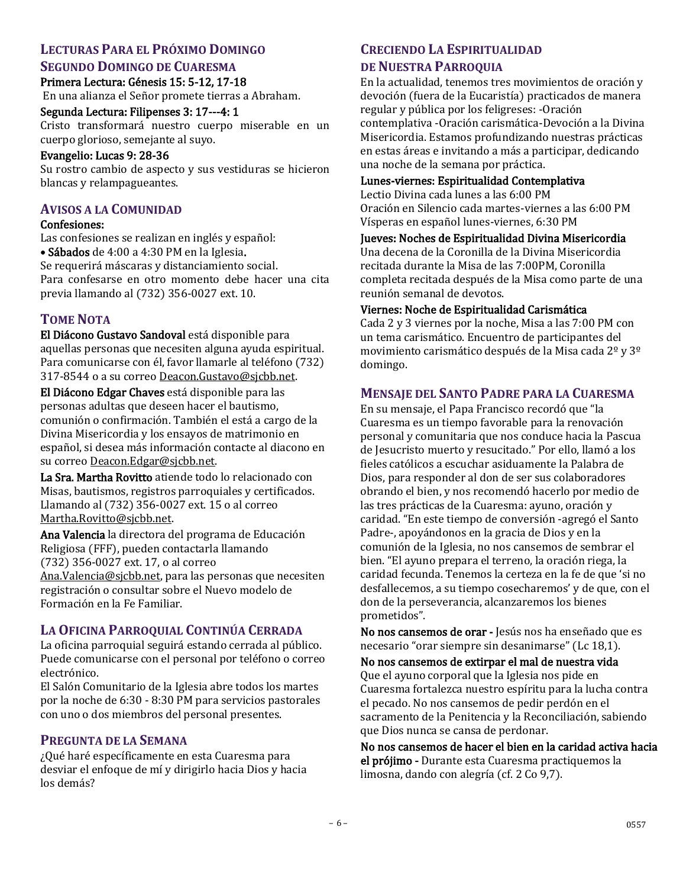## Lecturas Para el Próximo Domingo
## Segundo Domingo de Cuaresma

**Primera Lectura: Génesis 15: 5-12, 17-18**
En una alianza el Señor promete tierras a Abraham.

**Segunda Lectura: Filipenses 3: 17---4: 1**
Cristo transformará nuestro cuerpo miserable en un cuerpo glorioso, semejante al suyo.

**Evangelio: Lucas 9: 28-36**
Su rostro cambio de aspecto y sus vestiduras se hicieron blancas y relampagueantes.

## Avisos a la Comunidad

**Confesiones:**
Las confesiones se realizan en inglés y español:
- **Sábados** de 4:00 a 4:30 PM en la Iglesia**.**

Se requerirá máscaras y distanciamiento social.
Para confesarse en otro momento debe hacer una cita previa llamando al (732) 356-0027 ext. 10.

## Tome Nota

**El Diácono Gustavo Sandoval** está disponible para aquellas personas que necesiten alguna ayuda espiritual. Para comunicarse con él, favor llamarle al teléfono (732) 317-8544 o a su correo Deacon.Gustavo@sjcbb.net.

**El Diácono Edgar Chaves** está disponible para las personas adultas que deseen hacer el bautismo, comunión o confirmación. También el está a cargo de la Divina Misericordia y los ensayos de matrimonio en español, si desea más información contacte al diacono en su correo Deacon.Edgar@sjcbb.net.

**La Sra. Martha Rovitto** atiende todo lo relacionado con Misas, bautismos, registros parroquiales y certificados. Llamando al (732) 356-0027 ext. 15 o al correo Martha.Rovitto@sjcbb.net.

**Ana Valencia** la directora del programa de Educación Religiosa (FFF), pueden contactarla llamando (732) 356-0027 ext. 17, o al correo Ana.Valencia@sjcbb.net, para las personas que necesiten registración o consultar sobre el Nuevo modelo de Formación en la Fe Familiar.

## La Oficina Parroquial Continúa Cerrada

La oficina parroquial seguirá estando cerrada al público. Puede comunicarse con el personal por teléfono o correo electrónico.
El Salón Comunitario de la Iglesia abre todos los martes por la noche de 6:30 - 8:30 PM para servicios pastorales con uno o dos miembros del personal presentes.

## Pregunta de la Semana

¿Qué haré específicamente en esta Cuaresma para desviar el enfoque de mí y dirigirlo hacia Dios y hacia los demás?

## Creciendo La Espiritualidad de Nuestra Parroquia

En la actualidad, tenemos tres movimientos de oración y devoción (fuera de la Eucaristía) practicados de manera regular y pública por los feligreses: -Oración contemplativa -Oración carismática-Devoción a la Divina Misericordia. Estamos profundizando nuestras prácticas en estas áreas e invitando a más a participar, dedicando una noche de la semana por práctica.

**Lunes-viernes: Espiritualidad Contemplativa**
Lectio Divina cada lunes a las 6:00 PM
Oración en Silencio cada martes-viernes a las 6:00 PM
Vísperas en español lunes-viernes, 6:30 PM

**Jueves: Noches de Espiritualidad Divina Misericordia**
Una decena de la Coronilla de la Divina Misericordia recitada durante la Misa de las 7:00PM, Coronilla completa recitada después de la Misa como parte de una reunión semanal de devotos.

**Viernes: Noche de Espiritualidad Carismática**
Cada 2 y 3 viernes por la noche, Misa a las 7:00 PM con un tema carismático. Encuentro de participantes del movimiento carismático después de la Misa cada 2º y 3º domingo.

## Mensaje del Santo Padre para la Cuaresma

En su mensaje, el Papa Francisco recordó que "la Cuaresma es un tiempo favorable para la renovación personal y comunitaria que nos conduce hacia la Pascua de Jesucristo muerto y resucitado." Por ello, llamó a los fieles católicos a escuchar asiduamente la Palabra de Dios, para responder al don de ser sus colaboradores obrando el bien, y nos recomendó hacerlo por medio de las tres prácticas de la Cuaresma: ayuno, oración y caridad. "En este tiempo de conversión -agregó el Santo Padre-, apoyándonos en la gracia de Dios y en la comunión de la Iglesia, no nos cansemos de sembrar el bien. "El ayuno prepara el terreno, la oración riega, la caridad fecunda. Tenemos la certeza en la fe de que 'si no desfallecemos, a su tiempo cosecharemos' y de que, con el don de la perseverancia, alcanzaremos los bienes prometidos".

**No nos cansemos de orar -** Jesús nos ha enseñado que es necesario "orar siempre sin desanimarse" (Lc 18,1).

**No nos cansemos de extirpar el mal de nuestra vida**
Que el ayuno corporal que la Iglesia nos pide en Cuaresma fortalezca nuestro espíritu para la lucha contra el pecado. No nos cansemos de pedir perdón en el sacramento de la Penitencia y la Reconciliación, sabiendo que Dios nunca se cansa de perdonar.

**No nos cansemos de hacer el bien en la caridad activa hacia el prójimo -** Durante esta Cuaresma practiquemos la limosna, dando con alegría (cf. 2 Co 9,7).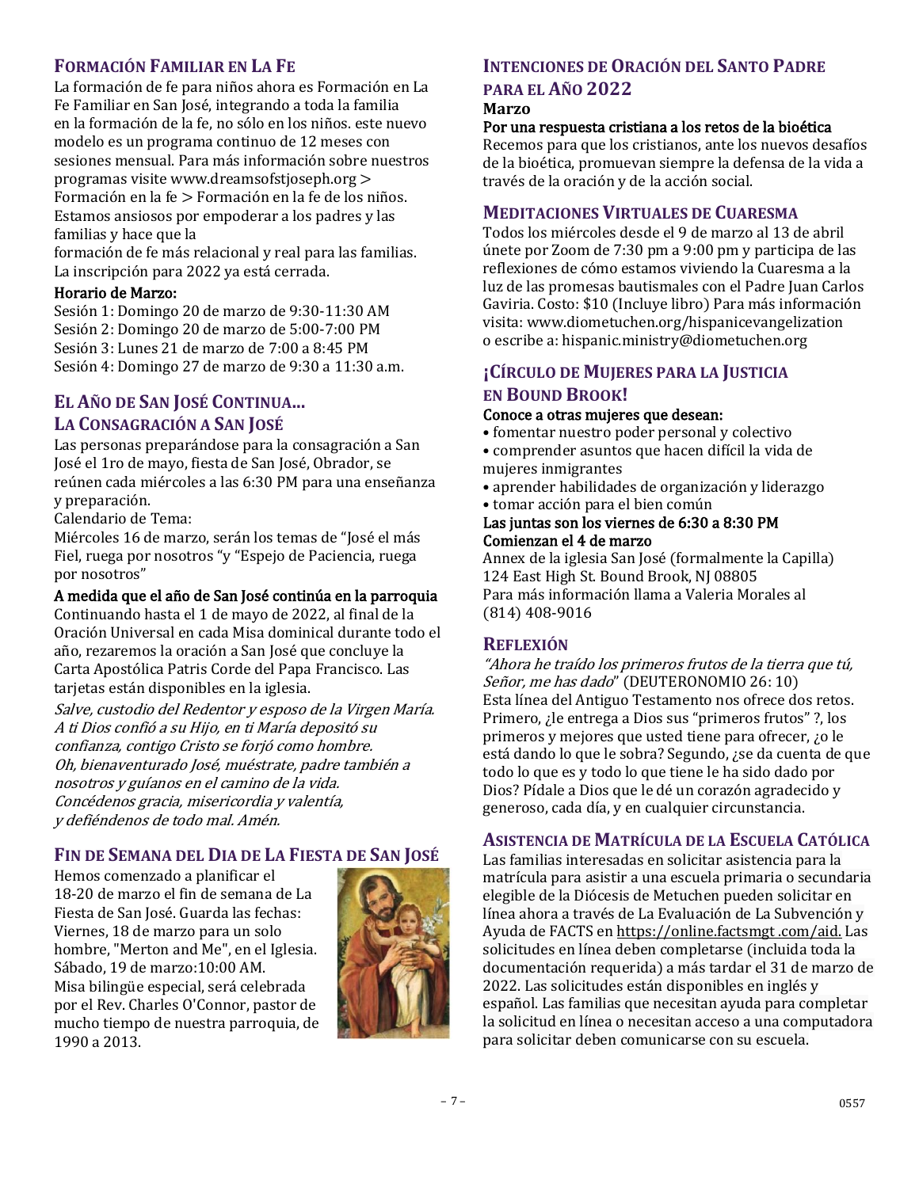## Formación Familiar en La Fe

La formación de fe para niños ahora es Formación en La Fe Familiar en San José, integrando a toda la familia en la formación de la fe, no sólo en los niños. este nuevo modelo es un programa continuo de 12 meses con sesiones mensual. Para más información sobre nuestros programas visite www.dreamsofstjoseph.org > Formación en la fe > Formación en la fe de los niños. Estamos ansiosos por empoderar a los padres y las familias y hace que la formación de fe más relacional y real para las familias. La inscripción para 2022 ya está cerrada.

**Horario de Marzo:**

Sesión 1: Domingo 20 de marzo de 9:30-11:30 AM
Sesión 2: Domingo 20 de marzo de 5:00-7:00 PM
Sesión 3: Lunes 21 de marzo de 7:00 a 8:45 PM
Sesión 4: Domingo 27 de marzo de 9:30 a 11:30 a.m.

## El Año de San José Continua... La Consagración a San José

Las personas preparándose para la consagración a San José el 1ro de mayo, fiesta de San José, Obrador, se reúnen cada miércoles a las 6:30 PM para una enseñanza y preparación.

Calendario de Tema:

Miércoles 16 de marzo, serán los temas de "José el más Fiel, ruega por nosotros "y "Espejo de Paciencia, ruega por nosotros"

**A medida que el año de San José continúa en la parroquia**

Continuando hasta el 1 de mayo de 2022, al final de la Oración Universal en cada Misa dominical durante todo el año, rezaremos la oración a San José que concluye la Carta Apostólica Patris Corde del Papa Francisco. Las tarjetas están disponibles en la iglesia.

*Salve, custodio del Redentor y esposo de la Virgen María.*
*A ti Dios confió a su Hijo, en ti María depositó su confianza, contigo Cristo se forjó como hombre.*
*Oh, bienaventurado José, muéstrate, padre también a nosotros y guíanos en el camino de la vida.*
*Concédenos gracia, misericordia y valentía,*
*y defiéndenos de todo mal. Amén.*

## Fin de Semana del Dia de La Fiesta de San José

Hemos comenzado a planificar el 18-20 de marzo el fin de semana de La Fiesta de San José. Guarda las fechas:
Viernes, 18 de marzo para un solo hombre, "Merton and Me", en el Iglesia.
Sábado, 19 de marzo:10:00 AM.
Misa bilingüe especial, será celebrada por el Rev. Charles O'Connor, pastor de mucho tiempo de nuestra parroquia, de 1990 a 2013.

## Intenciones de Oración del Santo Padre para el Año 2022

**Marzo**

**Por una respuesta cristiana a los retos de la bioética**

Recemos para que los cristianos, ante los nuevos desafíos de la bioética, promuevan siempre la defensa de la vida a través de la oración y de la acción social.

## Meditaciones Virtuales de Cuaresma

Todos los miércoles desde el 9 de marzo al 13 de abril únete por Zoom de 7:30 pm a 9:00 pm y participa de las reflexiones de cómo estamos viviendo la Cuaresma a la luz de las promesas bautismales con el Padre Juan Carlos Gaviria. Costo: $10 (Incluye libro) Para más información visita: www.diometuchen.org/hispanicevangelization o escribe a: hispanic.ministry@diometuchen.org

## ¡Círculo de Mujeres para la Justicia en Bound Brook!

**Conoce a otras mujeres que desean:**

- fomentar nuestro poder personal y colectivo
- comprender asuntos que hacen difícil la vida de mujeres inmigrantes
- aprender habilidades de organización y liderazgo
- tomar acción para el bien común

**Las juntas son los viernes de 6:30 a 8:30 PM**
**Comienzan el 4 de marzo**

Annex de la iglesia San José (formalmente la Capilla)
124 East High St. Bound Brook, NJ 08805
Para más información llama a Valeria Morales al (814) 408-9016

## Reflexión

*"Ahora he traído los primeros frutos de la tierra que tú, Señor, me has dado"* (DEUTERONOMIO 26: 10)
Esta línea del Antiguo Testamento nos ofrece dos retos. Primero, ¿le entrega a Dios sus "primeros frutos" ?, los primeros y mejores que usted tiene para ofrecer, ¿o le está dando lo que le sobra? Segundo, ¿se da cuenta de que todo lo que es y todo lo que tiene le ha sido dado por Dios? Pídale a Dios que le dé un corazón agradecido y generoso, cada día, y en cualquier circunstancia.

## Asistencia de Matrícula de la Escuela Católica

Las familias interesadas en solicitar asistencia para la matrícula para asistir a una escuela primaria o secundaria elegible de la Diócesis de Metuchen pueden solicitar en línea ahora a través de La Evaluación de La Subvención y Ayuda de FACTS en https://online.factsmgt .com/aid. Las solicitudes en línea deben completarse (incluida toda la documentación requerida) a más tardar el 31 de marzo de 2022. Las solicitudes están disponibles en inglés y español. Las familias que necesitan ayuda para completar la solicitud en línea o necesitan acceso a una computadora para solicitar deben comunicarse con su escuela.